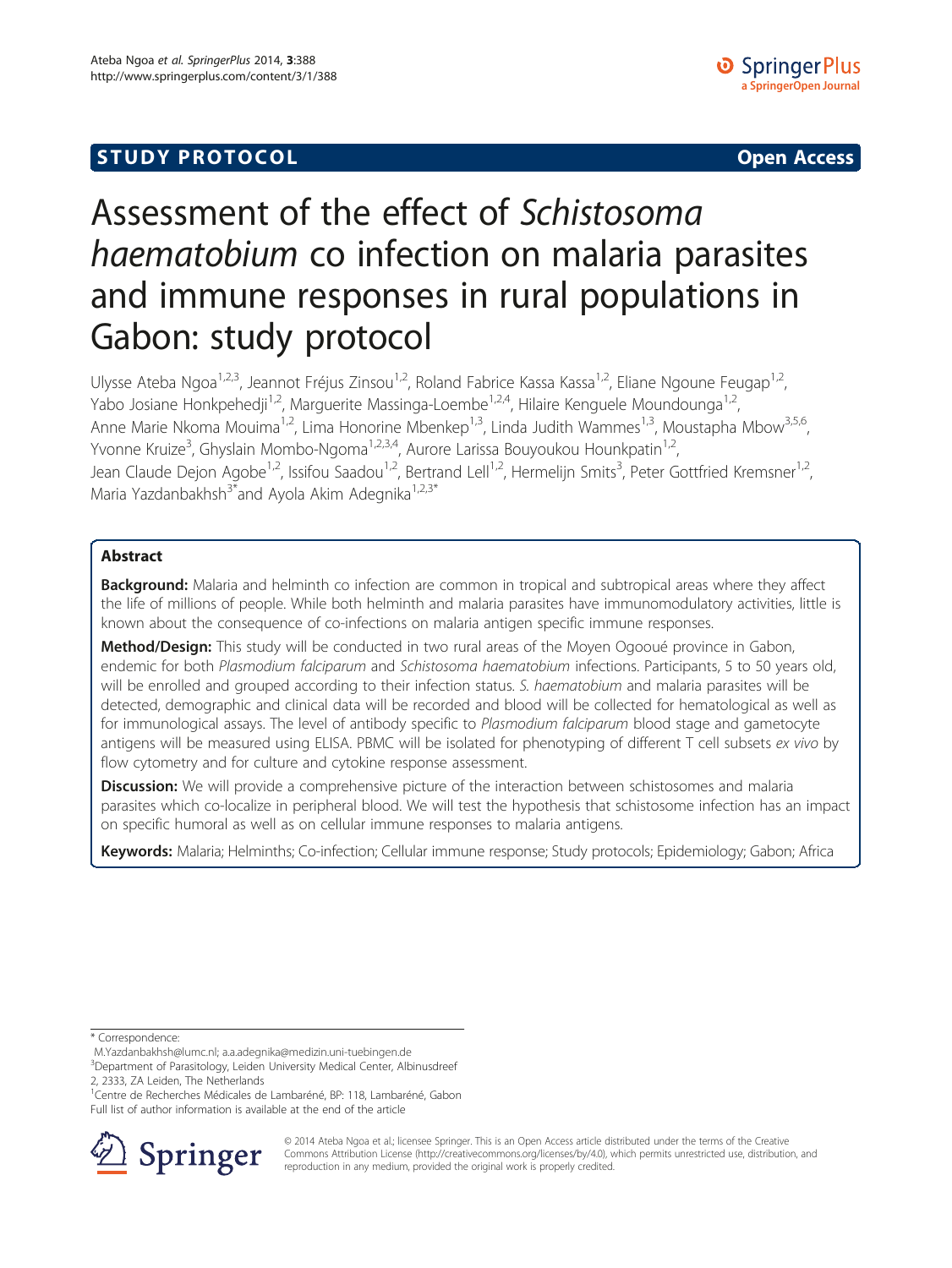STUDY PROTOCOL Open Access

# Assessment of the effect of *Schistosoma haematobium* co infection on malaria parasites and immune responses in rural populations in Gabon: study protocol

Ulysse Ateba Ngoa[1,2,3], Jeannot Fréjus Zinsou[1,2], Roland Fabrice Kassa Kassa[1,2], Eliane Ngoune Feugap[1,2], Yabo Josiane Honkpehedji[1,2], Marguerite Massinga-Loembe[1,2,4], Hilaire Kenguele Moundounga[1,2], Anne Marie Nkoma Mouima[1,2], Lima Honorine Mbenkep[1,3], Linda Judith Wammes[1,3], Moustapha Mbow[3,5,6], Yvonne Kruize[3], Ghyslain Mombo-Ngoma[1,2,3,4], Aurore Larissa Bouyoukou Hounkpatin[1,2], Jean Claude Dejon Agobe[1,2], Issifou Saadou[1,2], Bertrand Lell[1,2], Hermelijn Smits[3], Peter Gottfried Kremsner[1,2], Maria Yazdanbakhsh[3*] and Ayola Akim Adegnika[1,2,3*]

## Abstract

**Background:** Malaria and helminth co infection are common in tropical and subtropical areas where they affect the life of millions of people. While both helminth and malaria parasites have immunomodulatory activities, little is known about the consequence of co-infections on malaria antigen specific immune responses.

**Method/Design:** This study will be conducted in two rural areas of the Moyen Ogooué province in Gabon, endemic for both *Plasmodium falciparum* and *Schistosoma haematobium* infections. Participants, 5 to 50 years old, will be enrolled and grouped according to their infection status. *S. haematobium* and malaria parasites will be detected, demographic and clinical data will be recorded and blood will be collected for hematological as well as for immunological assays. The level of antibody specific to *Plasmodium falciparum* blood stage and gametocyte antigens will be measured using ELISA. PBMC will be isolated for phenotyping of different T cell subsets *ex vivo* by flow cytometry and for culture and cytokine response assessment.

**Discussion:** We will provide a comprehensive picture of the interaction between schistosomes and malaria parasites which co-localize in peripheral blood. We will test the hypothesis that schistosome infection has an impact on specific humoral as well as on cellular immune responses to malaria antigens.

**Keywords:** Malaria; Helminths; Co-infection; Cellular immune response; Study protocols; Epidemiology; Gabon; Africa

\* Correspondence:
M.Yazdanbakhsh@lumc.nl; a.a.adegnika@medizin.uni-tuebingen.de
[3]Department of Parasitology, Leiden University Medical Center, Albinusdreef 2, 2333, ZA Leiden, The Netherlands
[1]Centre de Recherches Médicales de Lambaréné, BP: 118, Lambaréné, Gabon
Full list of author information is available at the end of the article

© 2014 Ateba Ngoa et al.; licensee Springer. This is an Open Access article distributed under the terms of the Creative Commons Attribution License (http://creativecommons.org/licenses/by/4.0), which permits unrestricted use, distribution, and reproduction in any medium, provided the original work is properly credited.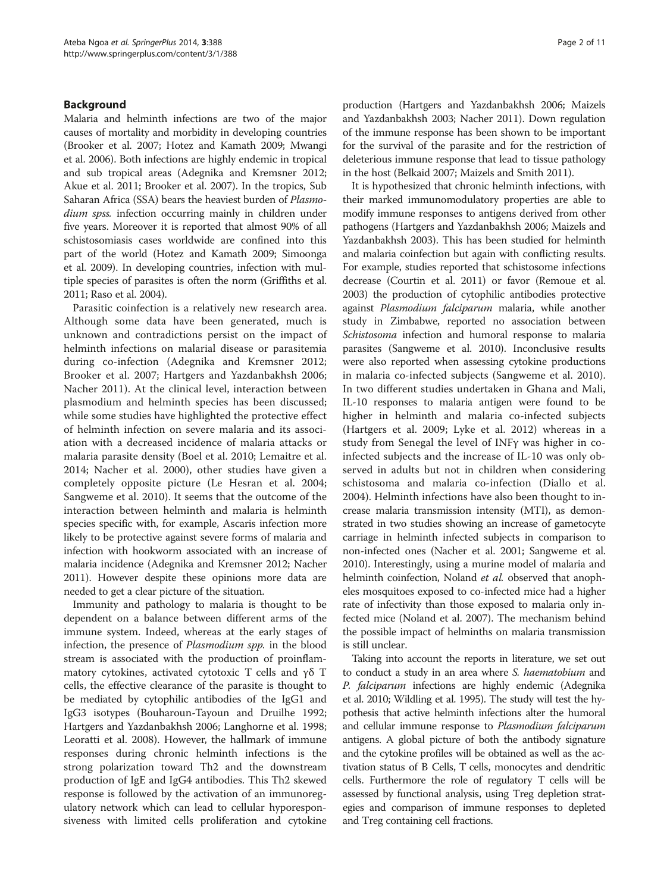## Background

Malaria and helminth infections are two of the major causes of mortality and morbidity in developing countries (Brooker et al. 2007; Hotez and Kamath 2009; Mwangi et al. 2006). Both infections are highly endemic in tropical and sub tropical areas (Adegnika and Kremsner 2012; Akue et al. 2011; Brooker et al. 2007). In the tropics, Sub Saharan Africa (SSA) bears the heaviest burden of *Plasmodium spss.* infection occurring mainly in children under five years. Moreover it is reported that almost 90% of all schistosomiasis cases worldwide are confined into this part of the world (Hotez and Kamath 2009; Simoonga et al. 2009). In developing countries, infection with multiple species of parasites is often the norm (Griffiths et al. 2011; Raso et al. 2004).

Parasitic coinfection is a relatively new research area. Although some data have been generated, much is unknown and contradictions persist on the impact of helminth infections on malarial disease or parasitemia during co-infection (Adegnika and Kremsner 2012; Brooker et al. 2007; Hartgers and Yazdanbakhsh 2006; Nacher 2011). At the clinical level, interaction between plasmodium and helminth species has been discussed; while some studies have highlighted the protective effect of helminth infection on severe malaria and its association with a decreased incidence of malaria attacks or malaria parasite density (Boel et al. 2010; Lemaitre et al. 2014; Nacher et al. 2000), other studies have given a completely opposite picture (Le Hesran et al. 2004; Sangweme et al. 2010). It seems that the outcome of the interaction between helminth and malaria is helminth species specific with, for example, Ascaris infection more likely to be protective against severe forms of malaria and infection with hookworm associated with an increase of malaria incidence (Adegnika and Kremsner 2012; Nacher 2011). However despite these opinions more data are needed to get a clear picture of the situation.

Immunity and pathology to malaria is thought to be dependent on a balance between different arms of the immune system. Indeed, whereas at the early stages of infection, the presence of *Plasmodium spp.* in the blood stream is associated with the production of proinflammatory cytokines, activated cytotoxic T cells and γδ T cells, the effective clearance of the parasite is thought to be mediated by cytophilic antibodies of the IgG1 and IgG3 isotypes (Bouharoun-Tayoun and Druilhe 1992; Hartgers and Yazdanbakhsh 2006; Langhorne et al. 1998; Leoratti et al. 2008). However, the hallmark of immune responses during chronic helminth infections is the strong polarization toward Th2 and the downstream production of IgE and IgG4 antibodies. This Th2 skewed response is followed by the activation of an immunoregulatory network which can lead to cellular hyporesponsiveness with limited cells proliferation and cytokine production (Hartgers and Yazdanbakhsh 2006; Maizels and Yazdanbakhsh 2003; Nacher 2011). Down regulation of the immune response has been shown to be important for the survival of the parasite and for the restriction of deleterious immune response that lead to tissue pathology in the host (Belkaid 2007; Maizels and Smith 2011).

It is hypothesized that chronic helminth infections, with their marked immunomodulatory properties are able to modify immune responses to antigens derived from other pathogens (Hartgers and Yazdanbakhsh 2006; Maizels and Yazdanbakhsh 2003). This has been studied for helminth and malaria coinfection but again with conflicting results. For example, studies reported that schistosome infections decrease (Courtin et al. 2011) or favor (Remoue et al. 2003) the production of cytophilic antibodies protective against *Plasmodium falciparum* malaria, while another study in Zimbabwe, reported no association between *Schistosoma* infection and humoral response to malaria parasites (Sangweme et al. 2010). Inconclusive results were also reported when assessing cytokine productions in malaria co-infected subjects (Sangweme et al. 2010). In two different studies undertaken in Ghana and Mali, IL-10 responses to malaria antigen were found to be higher in helminth and malaria co-infected subjects (Hartgers et al. 2009; Lyke et al. 2012) whereas in a study from Senegal the level of INFγ was higher in co-infected subjects and the increase of IL-10 was only observed in adults but not in children when considering schistosoma and malaria co-infection (Diallo et al. 2004). Helminth infections have also been thought to increase malaria transmission intensity (MTI), as demonstrated in two studies showing an increase of gametocyte carriage in helminth infected subjects in comparison to non-infected ones (Nacher et al. 2001; Sangweme et al. 2010). Interestingly, using a murine model of malaria and helminth coinfection, Noland *et al.* observed that anopheles mosquitoes exposed to co-infected mice had a higher rate of infectivity than those exposed to malaria only infected mice (Noland et al. 2007). The mechanism behind the possible impact of helminths on malaria transmission is still unclear.

Taking into account the reports in literature, we set out to conduct a study in an area where *S. haematobium* and *P. falciparum* infections are highly endemic (Adegnika et al. 2010; Wildling et al. 1995). The study will test the hypothesis that active helminth infections alter the humoral and cellular immune response to *Plasmodium falciparum* antigens. A global picture of both the antibody signature and the cytokine profiles will be obtained as well as the activation status of B Cells, T cells, monocytes and dendritic cells. Furthermore the role of regulatory T cells will be assessed by functional analysis, using Treg depletion strategies and comparison of immune responses to depleted and Treg containing cell fractions.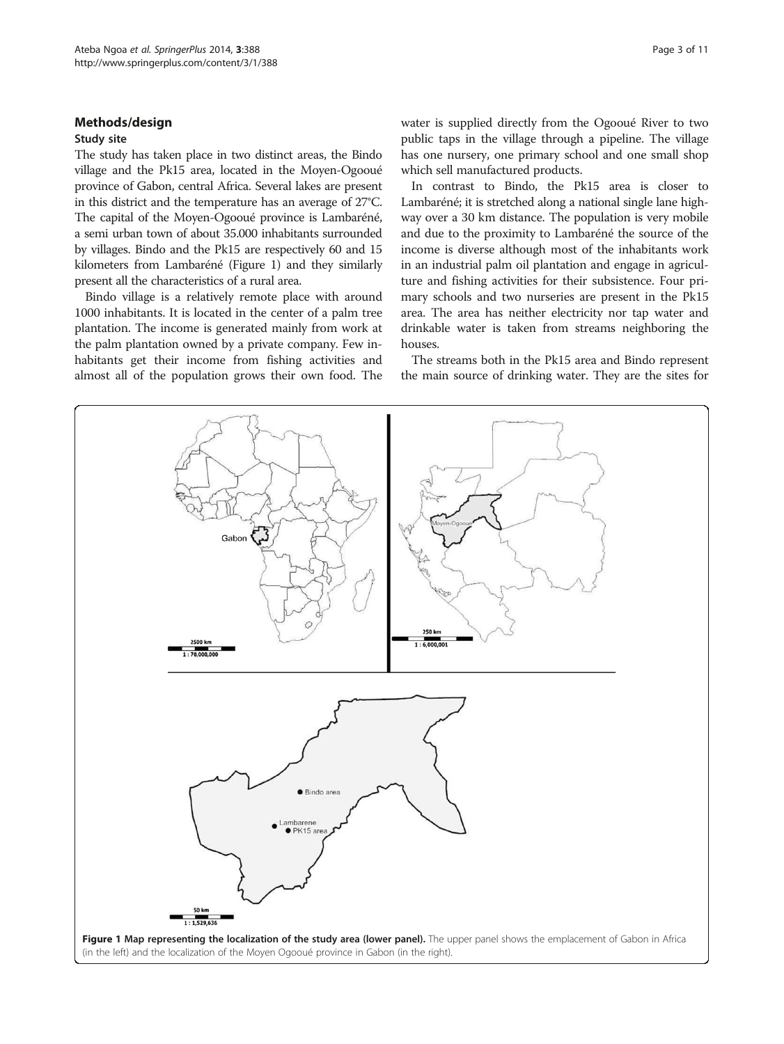## Methods/design

### Study site

The study has taken place in two distinct areas, the Bindo village and the Pk15 area, located in the Moyen-Ogooué province of Gabon, central Africa. Several lakes are present in this district and the temperature has an average of 27°C. The capital of the Moyen-Ogooué province is Lambaréné, a semi urban town of about 35.000 inhabitants surrounded by villages. Bindo and the Pk15 are respectively 60 and 15 kilometers from Lambaréné (Figure 1) and they similarly present all the characteristics of a rural area.

Bindo village is a relatively remote place with around 1000 inhabitants. It is located in the center of a palm tree plantation. The income is generated mainly from work at the palm plantation owned by a private company. Few inhabitants get their income from fishing activities and almost all of the population grows their own food. The water is supplied directly from the Ogooué River to two public taps in the village through a pipeline. The village has one nursery, one primary school and one small shop which sell manufactured products.

In contrast to Bindo, the Pk15 area is closer to Lambaréné; it is stretched along a national single lane highway over a 30 km distance. The population is very mobile and due to the proximity to Lambaréné the source of the income is diverse although most of the inhabitants work in an industrial palm oil plantation and engage in agriculture and fishing activities for their subsistence. Four primary schools and two nurseries are present in the Pk15 area. The area has neither electricity nor tap water and drinkable water is taken from streams neighboring the houses.

The streams both in the Pk15 area and Bindo represent the main source of drinking water. They are the sites for

**Figure 1 Map representing the localization of the study area (lower panel).** The upper panel shows the emplacement of Gabon in Africa (in the left) and the localization of the Moyen Ogooué province in Gabon (in the right).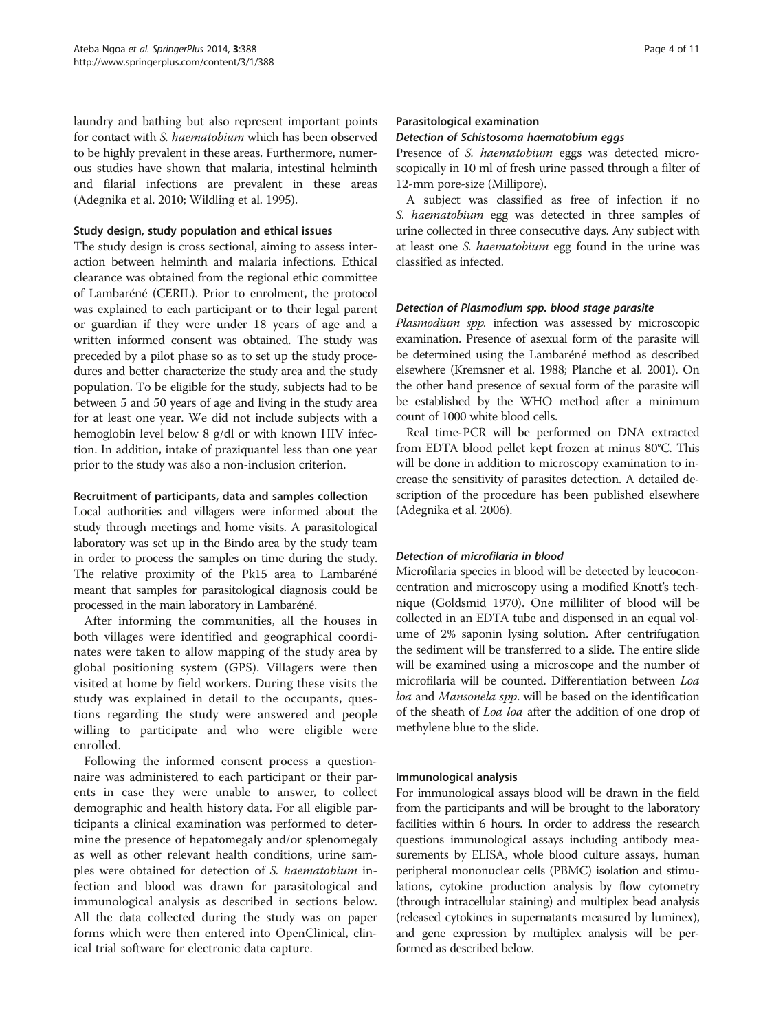laundry and bathing but also represent important points for contact with *S. haematobium* which has been observed to be highly prevalent in these areas. Furthermore, numerous studies have shown that malaria, intestinal helminth and filarial infections are prevalent in these areas (Adegnika et al. 2010; Wildling et al. 1995).

### Study design, study population and ethical issues

The study design is cross sectional, aiming to assess interaction between helminth and malaria infections. Ethical clearance was obtained from the regional ethic committee of Lambaréné (CERIL). Prior to enrolment, the protocol was explained to each participant or to their legal parent or guardian if they were under 18 years of age and a written informed consent was obtained. The study was preceded by a pilot phase so as to set up the study procedures and better characterize the study area and the study population. To be eligible for the study, subjects had to be between 5 and 50 years of age and living in the study area for at least one year. We did not include subjects with a hemoglobin level below 8 g/dl or with known HIV infection. In addition, intake of praziquantel less than one year prior to the study was also a non-inclusion criterion.

### Recruitment of participants, data and samples collection

Local authorities and villagers were informed about the study through meetings and home visits. A parasitological laboratory was set up in the Bindo area by the study team in order to process the samples on time during the study. The relative proximity of the Pk15 area to Lambaréné meant that samples for parasitological diagnosis could be processed in the main laboratory in Lambaréné.

After informing the communities, all the houses in both villages were identified and geographical coordinates were taken to allow mapping of the study area by global positioning system (GPS). Villagers were then visited at home by field workers. During these visits the study was explained in detail to the occupants, questions regarding the study were answered and people willing to participate and who were eligible were enrolled.

Following the informed consent process a questionnaire was administered to each participant or their parents in case they were unable to answer, to collect demographic and health history data. For all eligible participants a clinical examination was performed to determine the presence of hepatomegaly and/or splenomegaly as well as other relevant health conditions, urine samples were obtained for detection of *S. haematobium* infection and blood was drawn for parasitological and immunological analysis as described in sections below. All the data collected during the study was on paper forms which were then entered into OpenClinical, clinical trial software for electronic data capture.

### Parasitological examination

#### *Detection of Schistosoma haematobium eggs*

Presence of *S. haematobium* eggs was detected microscopically in 10 ml of fresh urine passed through a filter of 12-mm pore-size (Millipore).

A subject was classified as free of infection if no *S. haematobium* egg was detected in three samples of urine collected in three consecutive days. Any subject with at least one *S. haematobium* egg found in the urine was classified as infected.

#### *Detection of Plasmodium spp. blood stage parasite*

*Plasmodium spp.* infection was assessed by microscopic examination. Presence of asexual form of the parasite will be determined using the Lambaréné method as described elsewhere (Kremsner et al. 1988; Planche et al. 2001). On the other hand presence of sexual form of the parasite will be established by the WHO method after a minimum count of 1000 white blood cells.

Real time-PCR will be performed on DNA extracted from EDTA blood pellet kept frozen at minus 80°C. This will be done in addition to microscopy examination to increase the sensitivity of parasites detection. A detailed description of the procedure has been published elsewhere (Adegnika et al. 2006).

#### *Detection of microfilaria in blood*

Microfilaria species in blood will be detected by leucoconcentration and microscopy using a modified Knott's technique (Goldsmid 1970). One milliliter of blood will be collected in an EDTA tube and dispensed in an equal volume of 2% saponin lysing solution. After centrifugation the sediment will be transferred to a slide. The entire slide will be examined using a microscope and the number of microfilaria will be counted. Differentiation between *Loa loa* and *Mansonela spp*. will be based on the identification of the sheath of *Loa loa* after the addition of one drop of methylene blue to the slide.

### Immunological analysis

For immunological assays blood will be drawn in the field from the participants and will be brought to the laboratory facilities within 6 hours. In order to address the research questions immunological assays including antibody measurements by ELISA, whole blood culture assays, human peripheral mononuclear cells (PBMC) isolation and stimulations, cytokine production analysis by flow cytometry (through intracellular staining) and multiplex bead analysis (released cytokines in supernatants measured by luminex), and gene expression by multiplex analysis will be performed as described below.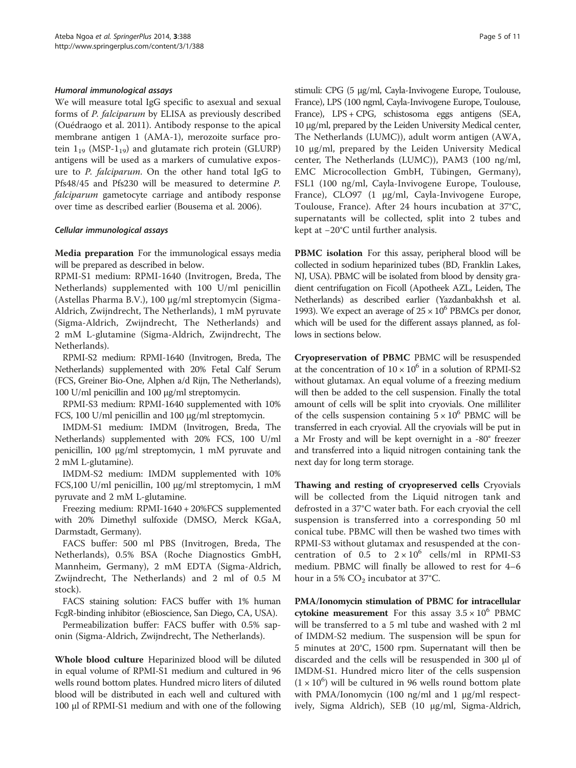#### *Humoral immunological assays*

We will measure total IgG specific to asexual and sexual forms of *P. falciparum* by ELISA as previously described (Ouédraogo et al. 2011). Antibody response to the apical membrane antigen 1 (AMA-1), merozoite surface protein $1_{19}$ (MSP-$1_{19}$) and glutamate rich protein (GLURP) antigens will be used as a markers of cumulative exposure to *P. falciparum*. On the other hand total IgG to Pfs48/45 and Pfs230 will be measured to determine *P. falciparum* gametocyte carriage and antibody response over time as described earlier (Bousema et al. 2006).

#### *Cellular immunological assays*

**Media preparation** For the immunological essays media will be prepared as described in below.

RPMI-S1 medium: RPMI-1640 (Invitrogen, Breda, The Netherlands) supplemented with 100 U/ml penicillin (Astellas Pharma B.V.), 100 μg/ml streptomycin (Sigma-Aldrich, Zwijndrecht, The Netherlands), 1 mM pyruvate (Sigma-Aldrich, Zwijndrecht, The Netherlands) and 2 mM L-glutamine (Sigma-Aldrich, Zwijndrecht, The Netherlands).

RPMI-S2 medium: RPMI-1640 (Invitrogen, Breda, The Netherlands) supplemented with 20% Fetal Calf Serum (FCS, Greiner Bio-One, Alphen a/d Rijn, The Netherlands), 100 U/ml penicillin and 100 μg/ml streptomycin.

RPMI-S3 medium: RPMI-1640 supplemented with 10% FCS, 100 U/ml penicillin and 100 μg/ml streptomycin.

IMDM-S1 medium: IMDM (Invitrogen, Breda, The Netherlands) supplemented with 20% FCS, 100 U/ml penicillin, 100 μg/ml streptomycin, 1 mM pyruvate and 2 mM L-glutamine).

IMDM-S2 medium: IMDM supplemented with 10% FCS,100 U/ml penicillin, 100 μg/ml streptomycin, 1 mM pyruvate and 2 mM L-glutamine.

Freezing medium: RPMI-1640 + 20%FCS supplemented with 20% Dimethyl sulfoxide (DMSO, Merck KGaA, Darmstadt, Germany).

FACS buffer: 500 ml PBS (Invitrogen, Breda, The Netherlands), 0.5% BSA (Roche Diagnostics GmbH, Mannheim, Germany), 2 mM EDTA (Sigma-Aldrich, Zwijndrecht, The Netherlands) and 2 ml of 0.5 M stock).

FACS staining solution: FACS buffer with 1% human FcgR-binding inhibitor (eBioscience, San Diego, CA, USA).

Permeabilization buffer: FACS buffer with 0.5% saponin (Sigma-Aldrich, Zwijndrecht, The Netherlands).

**Whole blood culture** Heparinized blood will be diluted in equal volume of RPMI-S1 medium and cultured in 96 wells round bottom plates. Hundred micro liters of diluted blood will be distributed in each well and cultured with 100 μl of RPMI-S1 medium and with one of the following stimuli: CPG (5 μg/ml, Cayla-Invivogene Europe, Toulouse, France), LPS (100 ngml, Cayla-Invivogene Europe, Toulouse, France), LPS + CPG, schistosoma eggs antigens (SEA, 10 μg/ml, prepared by the Leiden University Medical center, The Netherlands (LUMC)), adult worm antigen (AWA, 10 μg/ml, prepared by the Leiden University Medical center, The Netherlands (LUMC)), PAM3 (100 ng/ml, EMC Microcollection GmbH, Tübingen, Germany), FSL1 (100 ng/ml, Cayla-Invivogene Europe, Toulouse, France), CLO97 (1 μg/ml, Cayla-Invivogene Europe, Toulouse, France). After 24 hours incubation at 37°C, supernatants will be collected, split into 2 tubes and kept at −20°C until further analysis.

**PBMC isolation** For this assay, peripheral blood will be collected in sodium heparinized tubes (BD, Franklin Lakes, NJ, USA). PBMC will be isolated from blood by density gradient centrifugation on Ficoll (Apotheek AZL, Leiden, The Netherlands) as described earlier (Yazdanbakhsh et al. 1993). We expect an average of $25 \times 10^6$ PBMCs per donor, which will be used for the different assays planned, as follows in sections below.

**Cryopreservation of PBMC** PBMC will be resuspended at the concentration of $10 \times 10^6$ in a solution of RPMI-S2 without glutamax. An equal volume of a freezing medium will then be added to the cell suspension. Finally the total amount of cells will be split into cryovials. One milliliter of the cells suspension containing $5 \times 10^6$ PBMC will be transferred in each cryovial. All the cryovials will be put in a Mr Frosty and will be kept overnight in a -80° freezer and transferred into a liquid nitrogen containing tank the next day for long term storage.

**Thawing and resting of cryopreserved cells** Cryovials will be collected from the Liquid nitrogen tank and defrosted in a 37°C water bath. For each cryovial the cell suspension is transferred into a corresponding 50 ml conical tube. PBMC will then be washed two times with RPMI-S3 without glutamax and resuspended at the concentration of 0.5 to $2 \times 10^6$ cells/ml in RPMI-S3 medium. PBMC will finally be allowed to rest for 4–6 hour in a 5% $CO_2$ incubator at 37°C.

**PMA/Ionomycin stimulation of PBMC for intracellular cytokine measurement** For this assay $3.5 \times 10^6$ PBMC will be transferred to a 5 ml tube and washed with 2 ml of IMDM-S2 medium. The suspension will be spun for 5 minutes at 20°C, 1500 rpm. Supernatant will then be discarded and the cells will be resuspended in 300 μl of IMDM-S1. Hundred micro liter of the cells suspension ($1 \times 10^6$) will be cultured in 96 wells round bottom plate with PMA/Ionomycin (100 ng/ml and 1 μg/ml respectively, Sigma Aldrich), SEB (10 μg/ml, Sigma-Aldrich,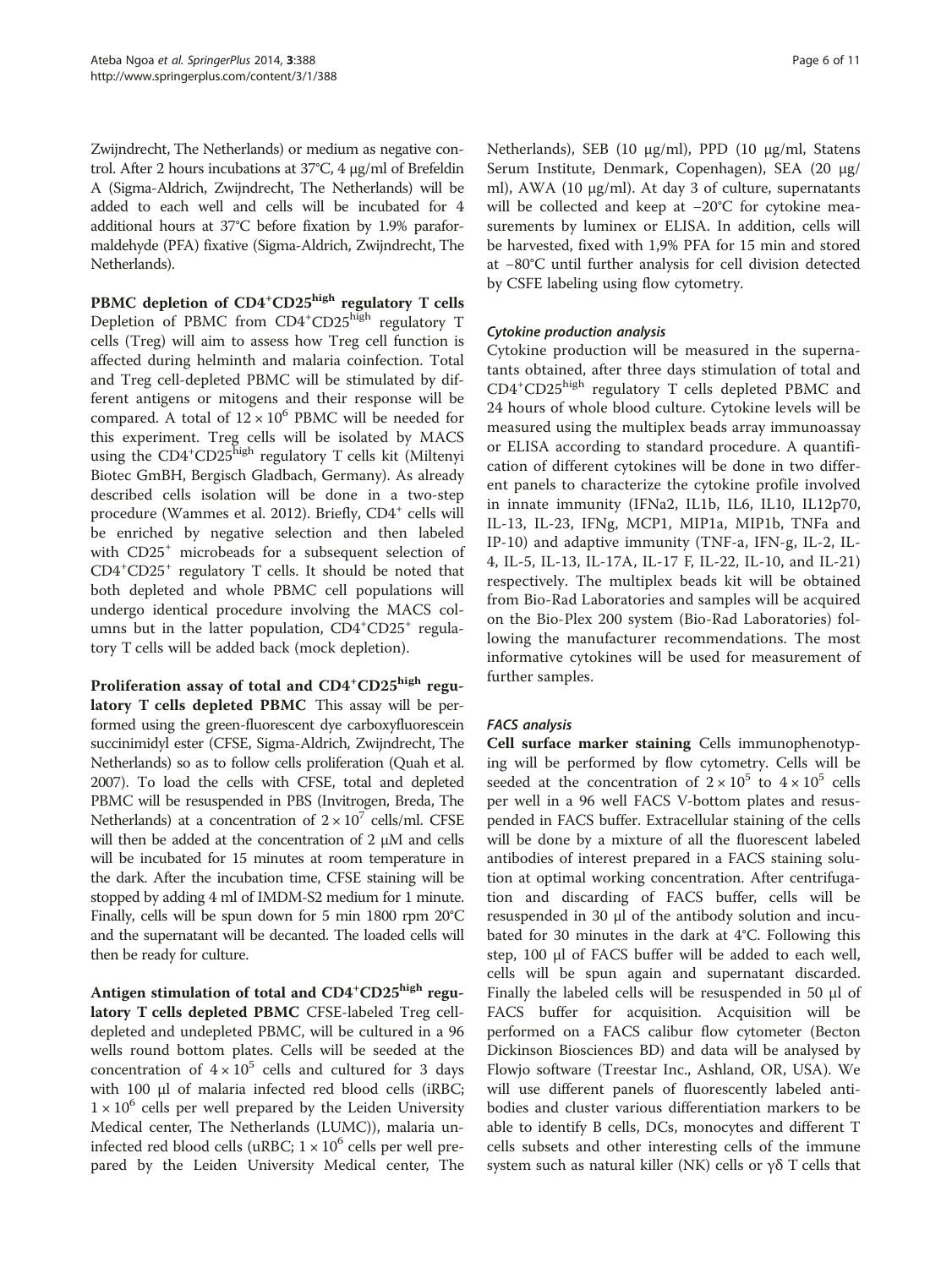Zwijndrecht, The Netherlands) or medium as negative control. After 2 hours incubations at 37°C, 4 μg/ml of Brefeldin A (Sigma-Aldrich, Zwijndrecht, The Netherlands) will be added to each well and cells will be incubated for 4 additional hours at 37°C before fixation by 1.9% paraformaldehyde (PFA) fixative (Sigma-Aldrich, Zwijndrecht, The Netherlands).

### PBMC depletion of $CD4^{+}CD25^{high}$ regulatory T cells

Depletion of PBMC from $CD4^{+}CD25^{high}$ regulatory T cells (Treg) will aim to assess how Treg cell function is affected during helminth and malaria coinfection. Total and Treg cell-depleted PBMC will be stimulated by different antigens or mitogens and their response will be compared. A total of $12 \times 10^{6}$ PBMC will be needed for this experiment. Treg cells will be isolated by MACS using the $CD4^{+}CD25^{high}$ regulatory T cells kit (Miltenyi Biotec GmBH, Bergisch Gladbach, Germany). As already described cells isolation will be done in a two-step procedure (Wammes et al. 2012). Briefly, $CD4^{+}$ cells will be enriched by negative selection and then labeled with $CD25^{+}$ microbeads for a subsequent selection of $CD4^{+}CD25^{+}$ regulatory T cells. It should be noted that both depleted and whole PBMC cell populations will undergo identical procedure involving the MACS columns but in the latter population, $CD4^{+}CD25^{+}$ regulatory T cells will be added back (mock depletion).

**Proliferation assay of total and $CD4^{+}CD25^{high}$ regulatory T cells depleted PBMC** This assay will be performed using the green-fluorescent dye carboxyfluorescein succinimidyl ester (CFSE, Sigma-Aldrich, Zwijndrecht, The Netherlands) so as to follow cells proliferation (Quah et al. 2007). To load the cells with CFSE, total and depleted PBMC will be resuspended in PBS (Invitrogen, Breda, The Netherlands) at a concentration of $2 \times 10^{7}$ cells/ml. CFSE will then be added at the concentration of 2 μM and cells will be incubated for 15 minutes at room temperature in the dark. After the incubation time, CFSE staining will be stopped by adding 4 ml of IMDM-S2 medium for 1 minute. Finally, cells will be spun down for 5 min 1800 rpm 20°C and the supernatant will be decanted. The loaded cells will then be ready for culture.

**Antigen stimulation of total and $CD4^{+}CD25^{high}$ regulatory T cells depleted PBMC** CFSE-labeled Treg cell-depleted and undepleted PBMC, will be cultured in a 96 wells round bottom plates. Cells will be seeded at the concentration of $4 \times 10^{5}$ cells and cultured for 3 days with 100 μl of malaria infected red blood cells (iRBC; $1 \times 10^{6}$ cells per well prepared by the Leiden University Medical center, The Netherlands (LUMC)), malaria uninfected red blood cells (uRBC; $1 \times 10^{6}$ cells per well prepared by the Leiden University Medical center, The Netherlands), SEB (10 μg/ml), PPD (10 μg/ml, Statens Serum Institute, Denmark, Copenhagen), SEA (20 μg/ml), AWA (10 μg/ml). At day 3 of culture, supernatants will be collected and keep at −20°C for cytokine measurements by luminex or ELISA. In addition, cells will be harvested, fixed with 1,9% PFA for 15 min and stored at −80°C until further analysis for cell division detected by CSFE labeling using flow cytometry.

### *Cytokine production analysis*

Cytokine production will be measured in the supernatants obtained, after three days stimulation of total and $CD4^{+}CD25^{high}$ regulatory T cells depleted PBMC and 24 hours of whole blood culture. Cytokine levels will be measured using the multiplex beads array immunoassay or ELISA according to standard procedure. A quantification of different cytokines will be done in two different panels to characterize the cytokine profile involved in innate immunity (IFNa2, IL1b, IL6, IL10, IL12p70, IL-13, IL-23, IFNg, MCP1, MIP1a, MIP1b, TNFa and IP-10) and adaptive immunity (TNF-a, IFN-g, IL-2, IL-4, IL-5, IL-13, IL-17A, IL-17 F, IL-22, IL-10, and IL-21) respectively. The multiplex beads kit will be obtained from Bio-Rad Laboratories and samples will be acquired on the Bio-Plex 200 system (Bio-Rad Laboratories) following the manufacturer recommendations. The most informative cytokines will be used for measurement of further samples.

### *FACS analysis*

**Cell surface marker staining** Cells immunophenotyping will be performed by flow cytometry. Cells will be seeded at the concentration of $2 \times 10^{5}$ to $4 \times 10^{5}$ cells per well in a 96 well FACS V-bottom plates and resuspended in FACS buffer. Extracellular staining of the cells will be done by a mixture of all the fluorescent labeled antibodies of interest prepared in a FACS staining solution at optimal working concentration. After centrifugation and discarding of FACS buffer, cells will be resuspended in 30 μl of the antibody solution and incubated for 30 minutes in the dark at 4°C. Following this step, 100 μl of FACS buffer will be added to each well, cells will be spun again and supernatant discarded. Finally the labeled cells will be resuspended in 50 μl of FACS buffer for acquisition. Acquisition will be performed on a FACS calibur flow cytometer (Becton Dickinson Biosciences BD) and data will be analysed by Flowjo software (Treestar Inc., Ashland, OR, USA). We will use different panels of fluorescently labeled antibodies and cluster various differentiation markers to be able to identify B cells, DCs, monocytes and different T cells subsets and other interesting cells of the immune system such as natural killer (NK) cells or γδ T cells that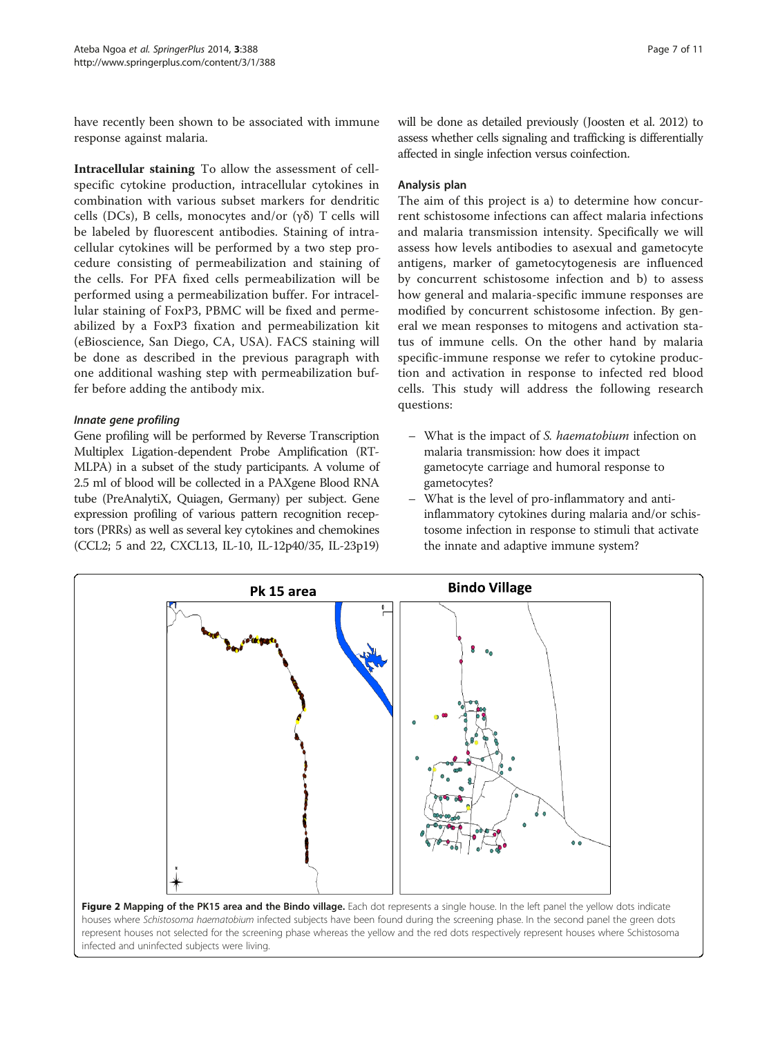have recently been shown to be associated with immune response against malaria.

**Intracellular staining** To allow the assessment of cell-specific cytokine production, intracellular cytokines in combination with various subset markers for dendritic cells (DCs), B cells, monocytes and/or (γδ) T cells will be labeled by fluorescent antibodies. Staining of intracellular cytokines will be performed by a two step procedure consisting of permeabilization and staining of the cells. For PFA fixed cells permeabilization will be performed using a permeabilization buffer. For intracellular staining of FoxP3, PBMC will be fixed and permeabilized by a FoxP3 fixation and permeabilization kit (eBioscience, San Diego, CA, USA). FACS staining will be done as described in the previous paragraph with one additional washing step with permeabilization buffer before adding the antibody mix.

#### *Innate gene profiling*

Gene profiling will be performed by Reverse Transcription Multiplex Ligation-dependent Probe Amplification (RT-MLPA) in a subset of the study participants. A volume of 2.5 ml of blood will be collected in a PAXgene Blood RNA tube (PreAnalytiX, Quiagen, Germany) per subject. Gene expression profiling of various pattern recognition receptors (PRRs) as well as several key cytokines and chemokines (CCL2; 5 and 22, CXCL13, IL-10, IL-12p40/35, IL-23p19) will be done as detailed previously (Joosten et al. 2012) to assess whether cells signaling and trafficking is differentially affected in single infection versus coinfection.

### Analysis plan

The aim of this project is a) to determine how concurrent schistosome infections can affect malaria infections and malaria transmission intensity. Specifically we will assess how levels antibodies to asexual and gametocyte antigens, marker of gametocytogenesis are influenced by concurrent schistosome infection and b) to assess how general and malaria-specific immune responses are modified by concurrent schistosome infection. By general we mean responses to mitogens and activation status of immune cells. On the other hand by malaria specific-immune response we refer to cytokine production and activation in response to infected red blood cells. This study will address the following research questions:

- What is the impact of *S. haematobium* infection on malaria transmission: how does it impact gametocyte carriage and humoral response to gametocytes?
- What is the level of pro-inflammatory and anti-inflammatory cytokines during malaria and/or schistosome infection in response to stimuli that activate the innate and adaptive immune system?

**Figure 2 Mapping of the PK15 area and the Bindo village.** Each dot represents a single house. In the left panel the yellow dots indicate houses where *Schistosoma haematobium* infected subjects have been found during the screening phase. In the second panel the green dots represent houses not selected for the screening phase whereas the yellow and the red dots respectively represent houses where Schistosoma infected and uninfected subjects were living.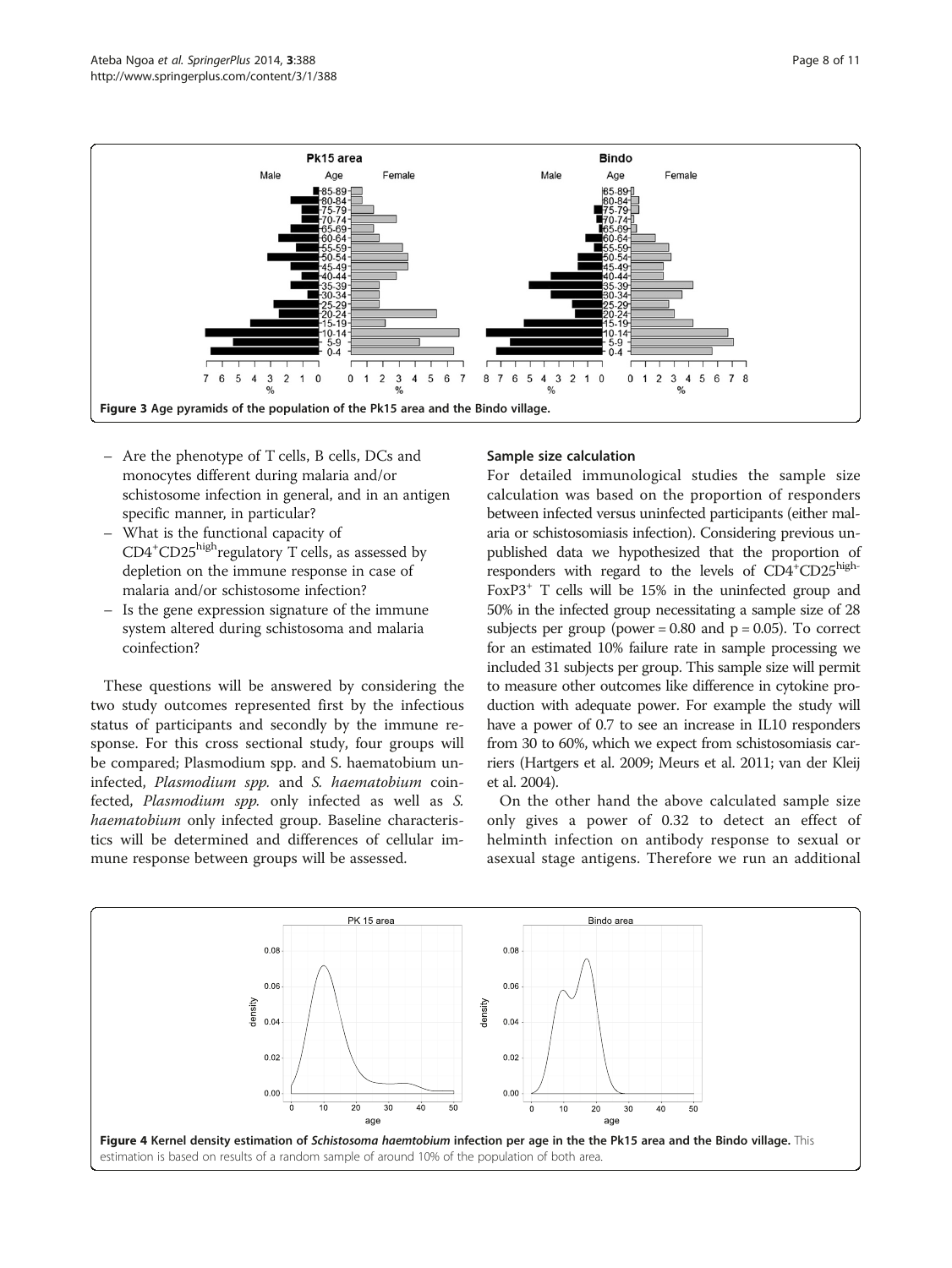Figure 3 Age pyramids of the population of the Pk15 area and the Bindo village.

- Are the phenotype of T cells, B cells, DCs and monocytes different during malaria and/or schistosome infection in general, and in an antigen specific manner, in particular?
- What is the functional capacity of $CD4^{+}CD25^{high}$regulatory T cells, as assessed by depletion on the immune response in case of malaria and/or schistosome infection?
- Is the gene expression signature of the immune system altered during schistosoma and malaria coinfection?

These questions will be answered by considering the two study outcomes represented first by the infectious status of participants and secondly by the immune response. For this cross sectional study, four groups will be compared; Plasmodium spp. and S. haematobium uninfected, *Plasmodium spp.* and *S. haematobium* coinfected, *Plasmodium spp.* only infected as well as *S. haematobium* only infected group. Baseline characteristics will be determined and differences of cellular immune response between groups will be assessed.

### Sample size calculation

For detailed immunological studies the sample size calculation was based on the proportion of responders between infected versus uninfected participants (either malaria or schistosomiasis infection). Considering previous unpublished data we hypothesized that the proportion of responders with regard to the levels of $CD4^{+}CD25^{high-}FoxP3^{+}$ T cells will be 15% in the uninfected group and 50% in the infected group necessitating a sample size of 28 subjects per group (power = 0.80 and p = 0.05). To correct for an estimated 10% failure rate in sample processing we included 31 subjects per group. This sample size will permit to measure other outcomes like difference in cytokine production with adequate power. For example the study will have a power of 0.7 to see an increase in IL10 responders from 30 to 60%, which we expect from schistosomiasis carriers (Hartgers et al. 2009; Meurs et al. 2011; van der Kleij et al. 2004).

On the other hand the above calculated sample size only gives a power of 0.32 to detect an effect of helminth infection on antibody response to sexual or asexual stage antigens. Therefore we run an additional

Figure 4 Kernel density estimation of *Schistosoma haemtobium* infection per age in the the Pk15 area and the Bindo village. This estimation is based on results of a random sample of around 10% of the population of both area.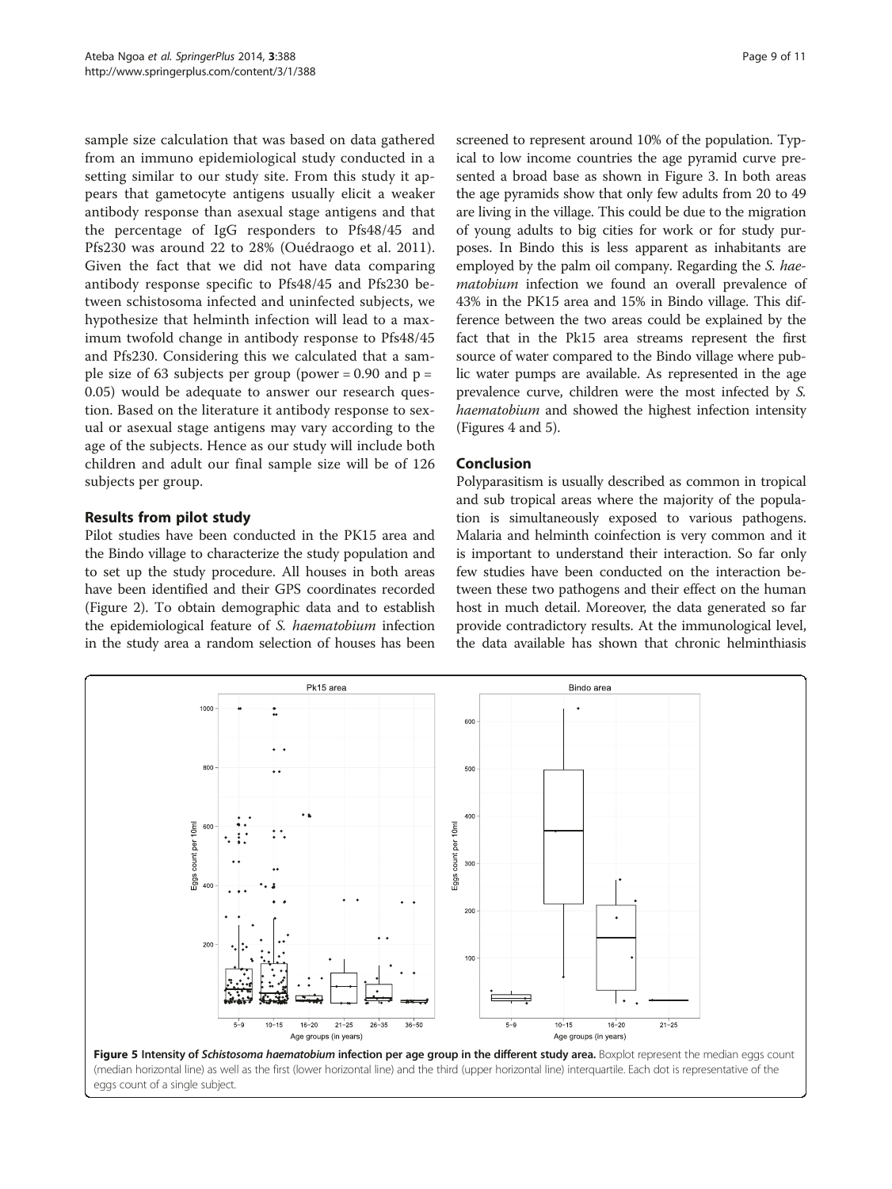sample size calculation that was based on data gathered from an immuno epidemiological study conducted in a setting similar to our study site. From this study it appears that gametocyte antigens usually elicit a weaker antibody response than asexual stage antigens and that the percentage of IgG responders to Pfs48/45 and Pfs230 was around 22 to 28% (Ouédraogo et al. 2011). Given the fact that we did not have data comparing antibody response specific to Pfs48/45 and Pfs230 between schistosoma infected and uninfected subjects, we hypothesize that helminth infection will lead to a maximum twofold change in antibody response to Pfs48/45 and Pfs230. Considering this we calculated that a sample size of 63 subjects per group (power = 0.90 and p = 0.05) would be adequate to answer our research question. Based on the literature it antibody response to sexual or asexual stage antigens may vary according to the age of the subjects. Hence as our study will include both children and adult our final sample size will be of 126 subjects per group.

## Results from pilot study

Pilot studies have been conducted in the PK15 area and the Bindo village to characterize the study population and to set up the study procedure. All houses in both areas have been identified and their GPS coordinates recorded (Figure 2). To obtain demographic data and to establish the epidemiological feature of *S. haematobium* infection in the study area a random selection of houses has been screened to represent around 10% of the population. Typical to low income countries the age pyramid curve presented a broad base as shown in Figure 3. In both areas the age pyramids show that only few adults from 20 to 49 are living in the village. This could be due to the migration of young adults to big cities for work or for study purposes. In Bindo this is less apparent as inhabitants are employed by the palm oil company. Regarding the *S. haematobium* infection we found an overall prevalence of 43% in the PK15 area and 15% in Bindo village. This difference between the two areas could be explained by the fact that in the Pk15 area streams represent the first source of water compared to the Bindo village where public water pumps are available. As represented in the age prevalence curve, children were the most infected by *S. haematobium* and showed the highest infection intensity (Figures 4 and 5).

## Conclusion

Polyparasitism is usually described as common in tropical and sub tropical areas where the majority of the population is simultaneously exposed to various pathogens. Malaria and helminth coinfection is very common and it is important to understand their interaction. So far only few studies have been conducted on the interaction between these two pathogens and their effect on the human host in much detail. Moreover, the data generated so far provide contradictory results. At the immunological level, the data available has shown that chronic helminthiasis

**Figure 5 Intensity of *Schistosoma haematobium* infection per age group in the different study area.** Boxplot represent the median eggs count (median horizontal line) as well as the first (lower horizontal line) and the third (upper horizontal line) interquartile. Each dot is representative of the eggs count of a single subject.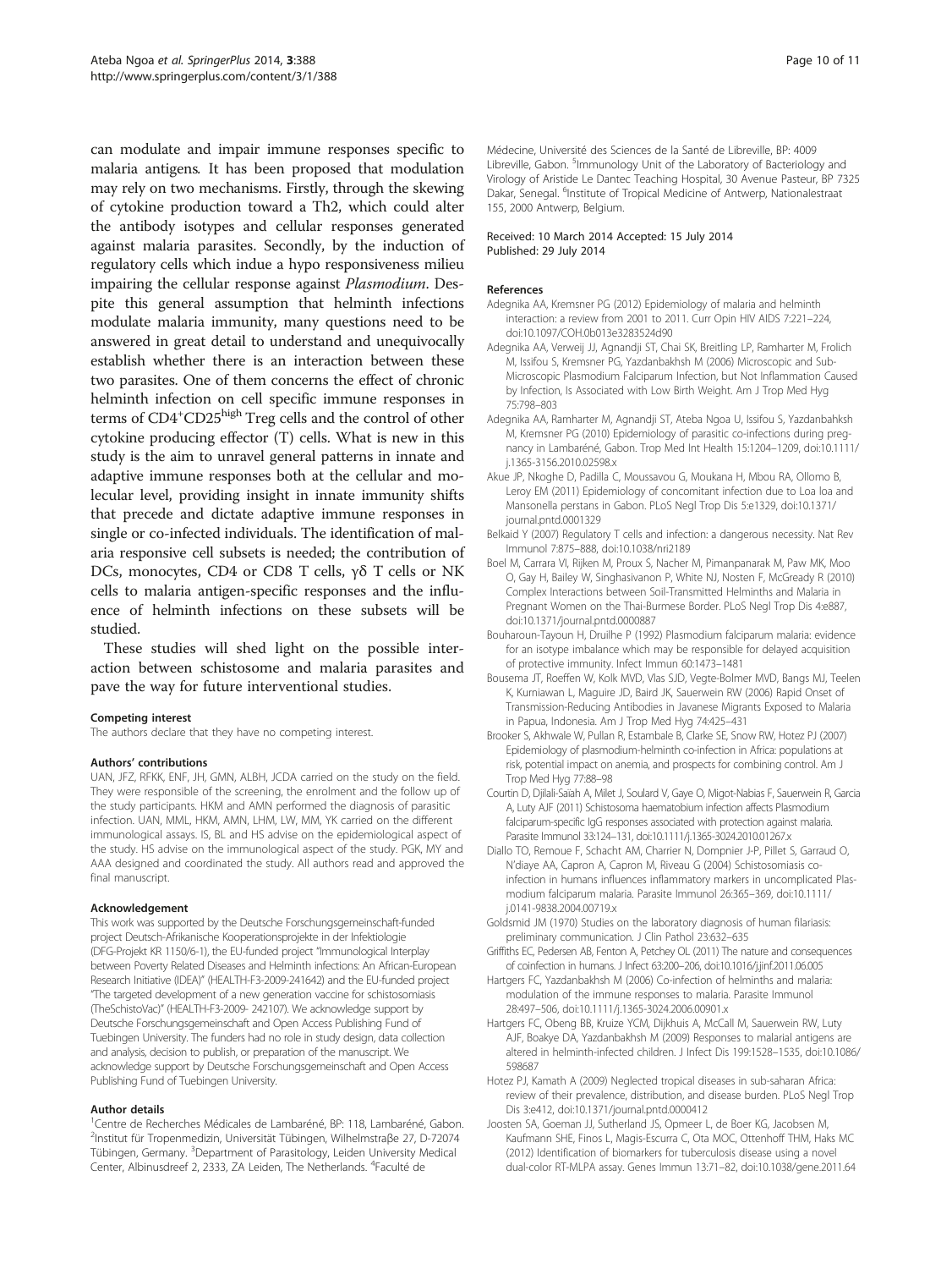can modulate and impair immune responses specific to malaria antigens. It has been proposed that modulation may rely on two mechanisms. Firstly, through the skewing of cytokine production toward a Th2, which could alter the antibody isotypes and cellular responses generated against malaria parasites. Secondly, by the induction of regulatory cells which indue a hypo responsiveness milieu impairing the cellular response against *Plasmodium*. Despite this general assumption that helminth infections modulate malaria immunity, many questions need to be answered in great detail to understand and unequivocally establish whether there is an interaction between these two parasites. One of them concerns the effect of chronic helminth infection on cell specific immune responses in terms of $CD4^{+}CD25^{high}$ Treg cells and the control of other cytokine producing effector (T) cells. What is new in this study is the aim to unravel general patterns in innate and adaptive immune responses both at the cellular and molecular level, providing insight in innate immunity shifts that precede and dictate adaptive immune responses in single or co-infected individuals. The identification of malaria responsive cell subsets is needed; the contribution of DCs, monocytes, CD4 or CD8 T cells, γδ T cells or NK cells to malaria antigen-specific responses and the influence of helminth infections on these subsets will be studied.

These studies will shed light on the possible interaction between schistosome and malaria parasites and pave the way for future interventional studies.

#### Competing interest

The authors declare that they have no competing interest.

#### Authors' contributions

UAN, JFZ, RFKK, ENF, JH, GMN, ALBH, JCDA carried on the study on the field. They were responsible of the screening, the enrolment and the follow up of the study participants. HKM and AMN performed the diagnosis of parasitic infection. UAN, MML, HKM, AMN, LHM, LW, MM, YK carried on the different immunological assays. IS, BL and HS advise on the epidemiological aspect of the study. HS advise on the immunological aspect of the study. PGK, MY and AAA designed and coordinated the study. All authors read and approved the final manuscript.

#### Acknowledgement

This work was supported by the Deutsche Forschungsgemeinschaft-funded project Deutsch-Afrikanische Kooperationsprojekte in der Infektiologie (DFG-Projekt KR 1150/6-1), the EU-funded project "Immunological Interplay between Poverty Related Diseases and Helminth infections: An African-European Research Initiative (IDEA)" (HEALTH-F3-2009-241642) and the EU-funded project "The targeted development of a new generation vaccine for schistosomiasis (TheSchistoVac)" (HEALTH-F3-2009- 242107). We acknowledge support by Deutsche Forschungsgemeinschaft and Open Access Publishing Fund of Tuebingen University. The funders had no role in study design, data collection and analysis, decision to publish, or preparation of the manuscript. We acknowledge support by Deutsche Forschungsgemeinschaft and Open Access Publishing Fund of Tuebingen University.

#### Author details

[1]Centre de Recherches Médicales de Lambaréné, BP: 118, Lambaréné, Gabon. [2]Institut für Tropenmedizin, Universität Tübingen, Wilhelmstraβe 27, D-72074 Tübingen, Germany. [3]Department of Parasitology, Leiden University Medical Center, Albinusdreef 2, 2333, ZA Leiden, The Netherlands. [4]Faculté de Médecine, Université des Sciences de la Santé de Libreville, BP: 4009 Libreville, Gabon. [5]Immunology Unit of the Laboratory of Bacteriology and Virology of Aristide Le Dantec Teaching Hospital, 30 Avenue Pasteur, BP 7325 Dakar, Senegal. [6]Institute of Tropical Medicine of Antwerp, Nationalestraat 155, 2000 Antwerp, Belgium.

Received: 10 March 2014 Accepted: 15 July 2014
Published: 29 July 2014

#### References

Adegnika AA, Kremsner PG (2012) Epidemiology of malaria and helminth interaction: a review from 2001 to 2011. Curr Opin HIV AIDS 7:221–224, doi:10.1097/COH.0b013e3283524d90

Adegnika AA, Verweij JJ, Agnandji ST, Chai SK, Breitling LP, Ramharter M, Frolich M, Issifou S, Kremsner PG, Yazdanbakhsh M (2006) Microscopic and Sub-Microscopic Plasmodium Falciparum Infection, but Not Inflammation Caused by Infection, Is Associated with Low Birth Weight. Am J Trop Med Hyg 75:798–803

Adegnika AA, Ramharter M, Agnandji ST, Ateba Ngoa U, Issifou S, Yazdanbahksh M, Kremsner PG (2010) Epidemiology of parasitic co-infections during pregnancy in Lambaréné, Gabon. Trop Med Int Health 15:1204–1209, doi:10.1111/j.1365-3156.2010.02598.x

Akue JP, Nkoghe D, Padilla C, Moussavou G, Moukana H, Mbou RA, Ollomo B, Leroy EM (2011) Epidemiology of concomitant infection due to Loa loa and Mansonella perstans in Gabon. PLoS Negl Trop Dis 5:e1329, doi:10.1371/journal.pntd.0001329

Belkaid Y (2007) Regulatory T cells and infection: a dangerous necessity. Nat Rev Immunol 7:875–888, doi:10.1038/nri2189

Boel M, Carrara VI, Rijken M, Proux S, Nacher M, Pimanpanarak M, Paw MK, Moo O, Gay H, Bailey W, Singhasivanon P, White NJ, Nosten F, McGready R (2010) Complex Interactions between Soil-Transmitted Helminths and Malaria in Pregnant Women on the Thai-Burmese Border. PLoS Negl Trop Dis 4:e887, doi:10.1371/journal.pntd.0000887

Bouharoun-Tayoun H, Druilhe P (1992) Plasmodium falciparum malaria: evidence for an isotype imbalance which may be responsible for delayed acquisition of protective immunity. Infect Immun 60:1473–1481

Bousema JT, Roeffen W, Kolk MVD, Vlas SJD, Vegte-Bolmer MVD, Bangs MJ, Teelen K, Kurniawan L, Maguire JD, Baird JK, Sauerwein RW (2006) Rapid Onset of Transmission-Reducing Antibodies in Javanese Migrants Exposed to Malaria in Papua, Indonesia. Am J Trop Med Hyg 74:425–431

Brooker S, Akhwale W, Pullan R, Estambale B, Clarke SE, Snow RW, Hotez PJ (2007) Epidemiology of plasmodium-helminth co-infection in Africa: populations at risk, potential impact on anemia, and prospects for combining control. Am J Trop Med Hyg 77:88–98

Courtin D, Djilali-Saïah A, Milet J, Soulard V, Gaye O, Migot-Nabias F, Sauerwein R, Garcia A, Luty AJF (2011) Schistosoma haematobium infection affects Plasmodium falciparum-specific IgG responses associated with protection against malaria. Parasite Immunol 33:124–131, doi:10.1111/j.1365-3024.2010.01267.x

Diallo TO, Remoue F, Schacht AM, Charrier N, Dompnier J-P, Pillet S, Garraud O, N'diaye AA, Capron A, Capron M, Riveau G (2004) Schistosomiasis co-infection in humans influences inflammatory markers in uncomplicated Plasmodium falciparum malaria. Parasite Immunol 26:365–369, doi:10.1111/j.0141-9838.2004.00719.x

Goldsmid JM (1970) Studies on the laboratory diagnosis of human filariasis: preliminary communication. J Clin Pathol 23:632–635

Griffiths EC, Pedersen AB, Fenton A, Petchey OL (2011) The nature and consequences of coinfection in humans. J Infect 63:200–206, doi:10.1016/j.jinf.2011.06.005

Hartgers FC, Yazdanbakhsh M (2006) Co-infection of helminths and malaria: modulation of the immune responses to malaria. Parasite Immunol 28:497–506, doi:10.1111/j.1365-3024.2006.00901.x

Hartgers FC, Obeng BB, Kruize YCM, Dijkhuis A, McCall M, Sauerwein RW, Luty AJF, Boakye DA, Yazdanbakhsh M (2009) Responses to malarial antigens are altered in helminth-infected children. J Infect Dis 199:1528–1535, doi:10.1086/598687

Hotez PJ, Kamath A (2009) Neglected tropical diseases in sub-saharan Africa: review of their prevalence, distribution, and disease burden. PLoS Negl Trop Dis 3:e412, doi:10.1371/journal.pntd.0000412

Joosten SA, Goeman JJ, Sutherland JS, Opmeer L, de Boer KG, Jacobsen M, Kaufmann SHE, Finos L, Magis-Escurra C, Ota MOC, Ottenhoff THM, Haks MC (2012) Identification of biomarkers for tuberculosis disease using a novel dual-color RT-MLPA assay. Genes Immun 13:71–82, doi:10.1038/gene.2011.64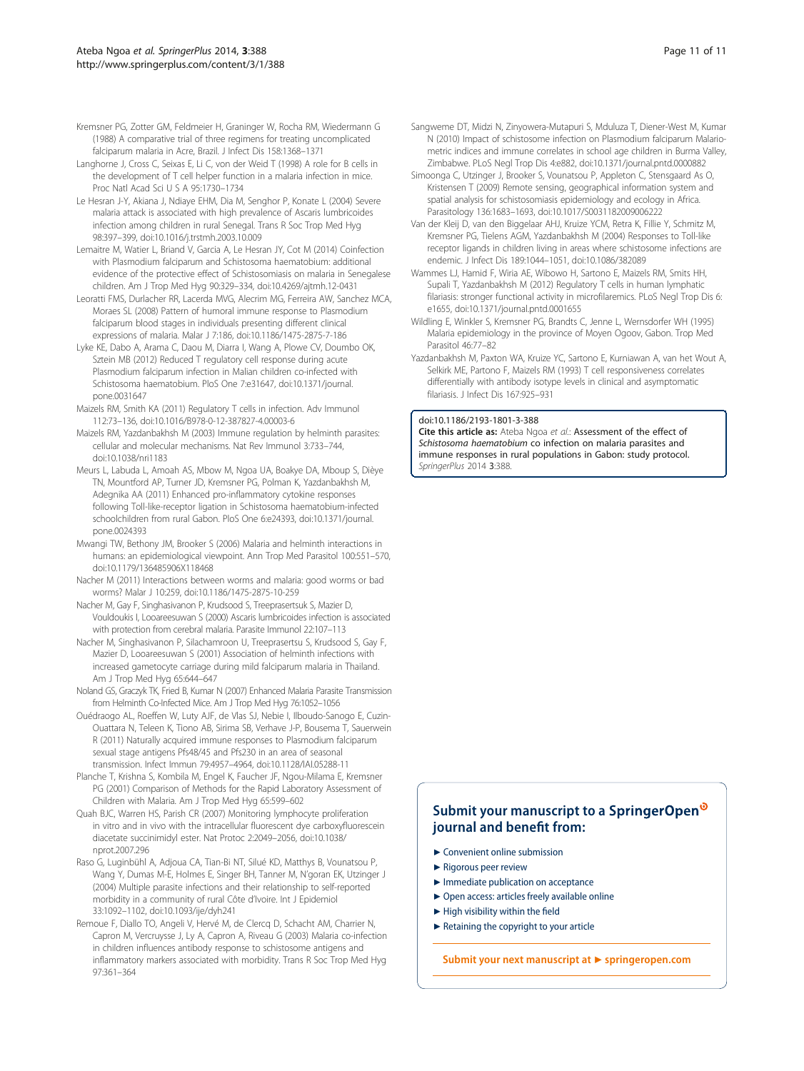Kremsner PG, Zotter GM, Feldmeier H, Graninger W, Rocha RM, Wiedermann G (1988) A comparative trial of three regimens for treating uncomplicated falciparum malaria in Acre, Brazil. J Infect Dis 158:1368–1371

Langhorne J, Cross C, Seixas E, Li C, von der Weid T (1998) A role for B cells in the development of T cell helper function in a malaria infection in mice. Proc Natl Acad Sci U S A 95:1730–1734

Le Hesran J-Y, Akiana J, Ndiaye EHM, Dia M, Senghor P, Konate L (2004) Severe malaria attack is associated with high prevalence of Ascaris lumbricoides infection among children in rural Senegal. Trans R Soc Trop Med Hyg 98:397–399, doi:10.1016/j.trstmh.2003.10.009

Lemaitre M, Watier L, Briand V, Garcia A, Le Hesran JY, Cot M (2014) Coinfection with Plasmodium falciparum and Schistosoma haematobium: additional evidence of the protective effect of Schistosomiasis on malaria in Senegalese children. Am J Trop Med Hyg 90:329–334, doi:10.4269/ajtmh.12-0431

Leoratti FMS, Durlacher RR, Lacerda MVG, Alecrim MG, Ferreira AW, Sanchez MCA, Moraes SL (2008) Pattern of humoral immune response to Plasmodium falciparum blood stages in individuals presenting different clinical expressions of malaria. Malar J 7:186, doi:10.1186/1475-2875-7-186

Lyke KE, Dabo A, Arama C, Daou M, Diarra I, Wang A, Plowe CV, Doumbo OK, Sztein MB (2012) Reduced T regulatory cell response during acute Plasmodium falciparum infection in Malian children co-infected with Schistosoma haematobium. PloS One 7:e31647, doi:10.1371/journal.pone.0031647

Maizels RM, Smith KA (2011) Regulatory T cells in infection. Adv Immunol 112:73–136, doi:10.1016/B978-0-12-387827-4.00003-6

Maizels RM, Yazdanbakhsh M (2003) Immune regulation by helminth parasites: cellular and molecular mechanisms. Nat Rev Immunol 3:733–744, doi:10.1038/nri1183

Meurs L, Labuda L, Amoah AS, Mbow M, Ngoa UA, Boakye DA, Mboup S, Dièye TN, Mountford AP, Turner JD, Kremsner PG, Polman K, Yazdanbakhsh M, Adegnika AA (2011) Enhanced pro-inflammatory cytokine responses following Toll-like-receptor ligation in Schistosoma haematobium-infected schoolchildren from rural Gabon. PloS One 6:e24393, doi:10.1371/journal.pone.0024393

Mwangi TW, Bethony JM, Brooker S (2006) Malaria and helminth interactions in humans: an epidemiological viewpoint. Ann Trop Med Parasitol 100:551–570, doi:10.1179/136485906X118468

Nacher M (2011) Interactions between worms and malaria: good worms or bad worms? Malar J 10:259, doi:10.1186/1475-2875-10-259

Nacher M, Gay F, Singhasivanon P, Krudsood S, Treeprasertsuk S, Mazier D, Vouldoukis I, Looareesuwan S (2000) Ascaris lumbricoides infection is associated with protection from cerebral malaria. Parasite Immunol 22:107–113

Nacher M, Singhasivanon P, Silachamroon U, Treeprasertsu S, Krudsood S, Gay F, Mazier D, Looareesuwan S (2001) Association of helminth infections with increased gametocyte carriage during mild falciparum malaria in Thailand. Am J Trop Med Hyg 65:644–647

Noland GS, Graczyk TK, Fried B, Kumar N (2007) Enhanced Malaria Parasite Transmission from Helminth Co-Infected Mice. Am J Trop Med Hyg 76:1052–1056

Ouédraogo AL, Roeffen W, Luty AJF, de Vlas SJ, Nebie I, Ilboudo-Sanogo E, Cuzin-Ouattara N, Teleen K, Tiono AB, Sirima SB, Verhave J-P, Bousema T, Sauerwein R (2011) Naturally acquired immune responses to Plasmodium falciparum sexual stage antigens Pfs48/45 and Pfs230 in an area of seasonal transmission. Infect Immun 79:4957–4964, doi:10.1128/IAI.05288-11

Planche T, Krishna S, Kombila M, Engel K, Faucher JF, Ngou-Milama E, Kremsner PG (2001) Comparison of Methods for the Rapid Laboratory Assessment of Children with Malaria. Am J Trop Med Hyg 65:599–602

Quah BJC, Warren HS, Parish CR (2007) Monitoring lymphocyte proliferation in vitro and in vivo with the intracellular fluorescent dye carboxyfluorescein diacetate succinimidyl ester. Nat Protoc 2:2049–2056, doi:10.1038/nprot.2007.296

Raso G, Luginbühl A, Adjoua CA, Tian-Bi NT, Silué KD, Matthys B, Vounatsou P, Wang Y, Dumas M-E, Holmes E, Singer BH, Tanner M, N'goran EK, Utzinger J (2004) Multiple parasite infections and their relationship to self-reported morbidity in a community of rural Côte d'Ivoire. Int J Epidemiol 33:1092–1102, doi:10.1093/ije/dyh241

Remoue F, Diallo TO, Angeli V, Hervé M, de Clercq D, Schacht AM, Charrier N, Capron M, Vercruysse J, Ly A, Capron A, Riveau G (2003) Malaria co-infection in children influences antibody response to schistosome antigens and inflammatory markers associated with morbidity. Trans R Soc Trop Med Hyg 97:361–364

Sangweme DT, Midzi N, Zinyowera-Mutapuri S, Mduluza T, Diener-West M, Kumar N (2010) Impact of schistosome infection on Plasmodium falciparum Malariometric indices and immune correlates in school age children in Burma Valley, Zimbabwe. PLoS Negl Trop Dis 4:e882, doi:10.1371/journal.pntd.0000882

Simoonga C, Utzinger J, Brooker S, Vounatsou P, Appleton C, Stensgaard As O, Kristensen T (2009) Remote sensing, geographical information system and spatial analysis for schistosomiasis epidemiology and ecology in Africa. Parasitology 136:1683–1693, doi:10.1017/S0031182009006222

Van der Kleij D, van den Biggelaar AHJ, Kruize YCM, Retra K, Fillie Y, Schmitz M, Kremsner PG, Tielens AGM, Yazdanbakhsh M (2004) Responses to Toll-like receptor ligands in children living in areas where schistosome infections are endemic. J Infect Dis 189:1044–1051, doi:10.1086/382089

Wammes LJ, Hamid F, Wiria AE, Wibowo H, Sartono E, Maizels RM, Smits HH, Supali T, Yazdanbakhsh M (2012) Regulatory T cells in human lymphatic filariasis: stronger functional activity in microfilaremics. PLoS Negl Trop Dis 6:e1655, doi:10.1371/journal.pntd.0001655

Wildling E, Winkler S, Kremsner PG, Brandts C, Jenne L, Wernsdorfer WH (1995) Malaria epidemiology in the province of Moyen Ogoov, Gabon. Trop Med Parasitol 46:77–82

Yazdanbakhsh M, Paxton WA, Kruize YC, Sartono E, Kurniawan A, van het Wout A, Selkirk ME, Partono F, Maizels RM (1993) T cell responsiveness correlates differentially with antibody isotype levels in clinical and asymptomatic filariasis. J Infect Dis 167:925–931

doi:10.1186/2193-1801-3-388

**Cite this article as:** Ateba Ngoa *et al.*: Assessment of the effect of *Schistosoma haematobium* co infection on malaria parasites and immune responses in rural populations in Gabon: study protocol. *SpringerPlus* 2014 **3**:388.

**Submit your manuscript to a SpringerOpen journal and benefit from:**

- ► Convenient online submission
- ► Rigorous peer review
- ► Immediate publication on acceptance
- ► Open access: articles freely available online
- ► High visibility within the field
- ► Retaining the copyright to your article

**Submit your next manuscript at ► springeropen.com**